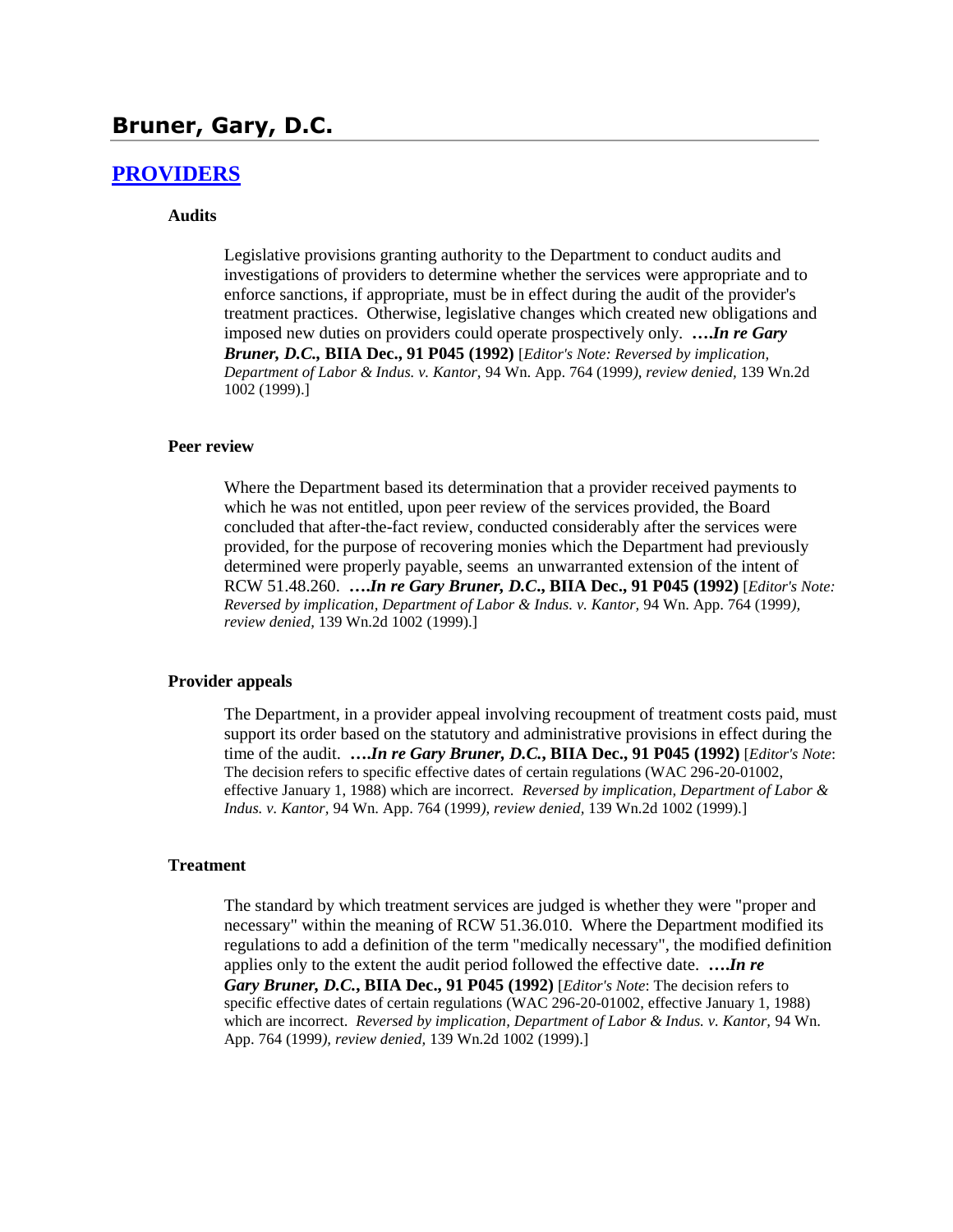# Bruner, Gary, D.C.

## [PROVIDERS]

### Audits

Legislative provisions granting authority to the Department to conduct audits and investigations of providers to determine whether the services were appropriate and to enforce sanctions, if appropriate, must be in effect during the audit of the provider's treatment practices. Otherwise, legislative changes which created new obligations and imposed new duties on providers could operate prospectively only. ***….In re Gary Bruner, D.C.*, BIIA Dec., 91 P045 (1992)** [*Editor's Note: Reversed by implication, Department of Labor & Indus. v. Kantor,* 94 Wn. App. 764 (1999*), review denied,* 139 Wn.2d 1002 (1999).]

### Peer review

Where the Department based its determination that a provider received payments to which he was not entitled, upon peer review of the services provided, the Board concluded that after-the-fact review, conducted considerably after the services were provided, for the purpose of recovering monies which the Department had previously determined were properly payable, seems an unwarranted extension of the intent of RCW 51.48.260. ***….In re Gary Bruner, D.C.*, BIIA Dec., 91 P045 (1992)** [*Editor's Note: Reversed by implication, Department of Labor & Indus. v. Kantor,* 94 Wn. App. 764 (1999*), review denied,* 139 Wn.2d 1002 (1999).]

### Provider appeals

The Department, in a provider appeal involving recoupment of treatment costs paid, must support its order based on the statutory and administrative provisions in effect during the time of the audit. ***….In re Gary Bruner, D.C.*, BIIA Dec., 91 P045 (1992)** [*Editor's Note*: The decision refers to specific effective dates of certain regulations (WAC 296-20-01002, effective January 1, 1988) which are incorrect. *Reversed by implication, Department of Labor & Indus. v. Kantor,* 94 Wn. App. 764 (1999*), review denied,* 139 Wn.2d 1002 (1999).]

### Treatment

The standard by which treatment services are judged is whether they were "proper and necessary" within the meaning of RCW 51.36.010. Where the Department modified its regulations to add a definition of the term "medically necessary", the modified definition applies only to the extent the audit period followed the effective date. ***….In re Gary Bruner, D.C.*, BIIA Dec., 91 P045 (1992)** [*Editor's Note*: The decision refers to specific effective dates of certain regulations (WAC 296-20-01002, effective January 1, 1988) which are incorrect. *Reversed by implication, Department of Labor & Indus. v. Kantor,* 94 Wn. App. 764 (1999*), review denied,* 139 Wn.2d 1002 (1999).]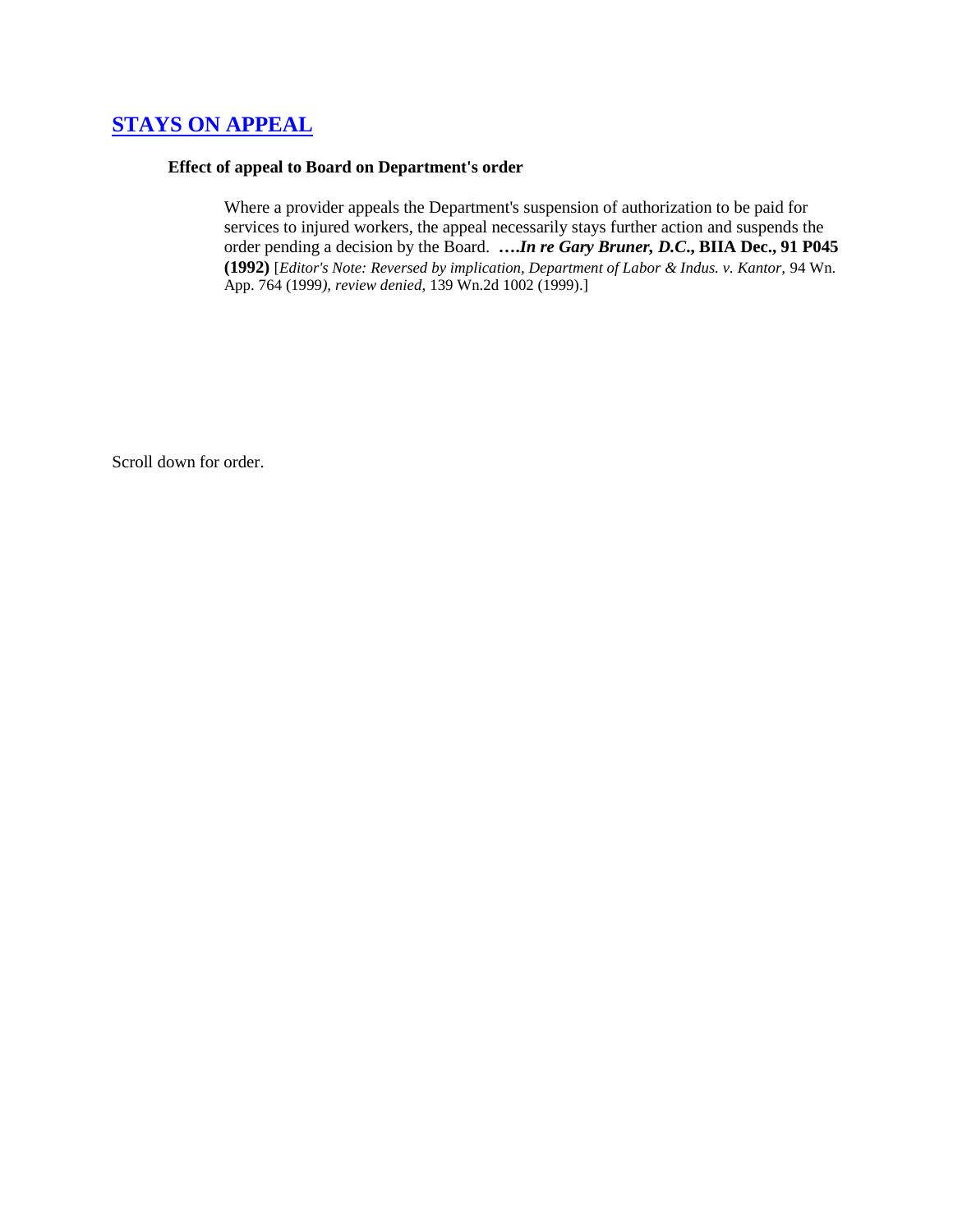## [STAYS ON APPEAL]

### Effect of appeal to Board on Department's order

Where a provider appeals the Department's suspension of authorization to be paid for services to injured workers, the appeal necessarily stays further action and suspends the order pending a decision by the Board. **….*In re Gary Bruner, D.C.*, BIIA Dec., 91 P045 (1992)** [*Editor's Note: Reversed by implication, Department of Labor & Indus. v. Kantor,* 94 Wn. App. 764 (1999*), review denied,* 139 Wn.2d 1002 (1999).]

Scroll down for order.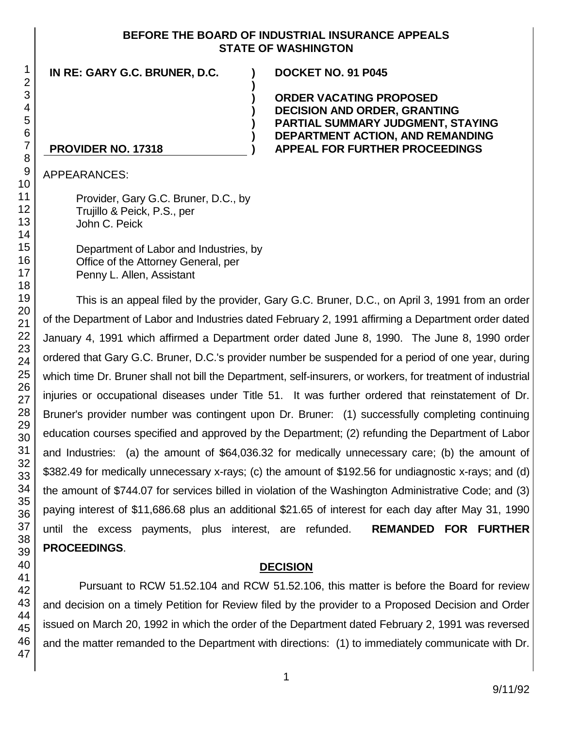**BEFORE THE BOARD OF INDUSTRIAL INSURANCE APPEALS**
**STATE OF WASHINGTON**

| | | |
|---|---|---|
| **IN RE: GARY G.C. BRUNER, D.C.** | **)** | **DOCKET NO. 91 P045** |
| | **)** | |
| | **)** | **ORDER VACATING PROPOSED** |
| | **)** | **DECISION AND ORDER, GRANTING** |
| | **)** | **PARTIAL SUMMARY JUDGMENT, STAYING** |
| | **)** | **DEPARTMENT ACTION, AND REMANDING** |
| **PROVIDER NO. 17318** | **)** | **APPEAL FOR FURTHER PROCEEDINGS** |

APPEARANCES:

Provider, Gary G.C. Bruner, D.C., by
Trujillo & Peick, P.S., per
John C. Peick

Department of Labor and Industries, by
Office of the Attorney General, per
Penny L. Allen, Assistant

This is an appeal filed by the provider, Gary G.C. Bruner, D.C., on April 3, 1991 from an order of the Department of Labor and Industries dated February 2, 1991 affirming a Department order dated January 4, 1991 which affirmed a Department order dated June 8, 1990. The June 8, 1990 order ordered that Gary G.C. Bruner, D.C.'s provider number be suspended for a period of one year, during which time Dr. Bruner shall not bill the Department, self-insurers, or workers, for treatment of industrial injuries or occupational diseases under Title 51. It was further ordered that reinstatement of Dr. Bruner's provider number was contingent upon Dr. Bruner: (1) successfully completing continuing education courses specified and approved by the Department; (2) refunding the Department of Labor and Industries: (a) the amount of $64,036.32 for medically unnecessary care; (b) the amount of $382.49 for medically unnecessary x-rays; (c) the amount of $192.56 for undiagnostic x-rays; and (d) the amount of $744.07 for services billed in violation of the Washington Administrative Code; and (3) paying interest of $11,686.68 plus an additional $21.65 of interest for each day after May 31, 1990 until the excess payments, plus interest, are refunded. **REMANDED FOR FURTHER PROCEEDINGS**.

## DECISION

Pursuant to RCW 51.52.104 and RCW 51.52.106, this matter is before the Board for review and decision on a timely Petition for Review filed by the provider to a Proposed Decision and Order issued on March 20, 1992 in which the order of the Department dated February 2, 1991 was reversed and the matter remanded to the Department with directions: (1) to immediately communicate with Dr.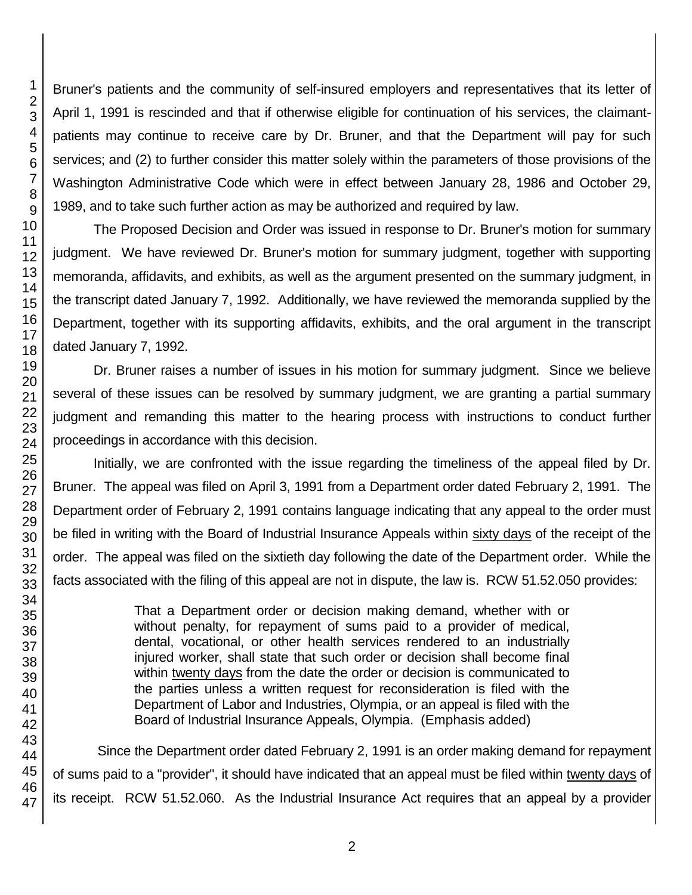Bruner's patients and the community of self-insured employers and representatives that its letter of April 1, 1991 is rescinded and that if otherwise eligible for continuation of his services, the claimant-patients may continue to receive care by Dr. Bruner, and that the Department will pay for such services; and (2) to further consider this matter solely within the parameters of those provisions of the Washington Administrative Code which were in effect between January 28, 1986 and October 29, 1989, and to take such further action as may be authorized and required by law.

The Proposed Decision and Order was issued in response to Dr. Bruner's motion for summary judgment. We have reviewed Dr. Bruner's motion for summary judgment, together with supporting memoranda, affidavits, and exhibits, as well as the argument presented on the summary judgment, in the transcript dated January 7, 1992. Additionally, we have reviewed the memoranda supplied by the Department, together with its supporting affidavits, exhibits, and the oral argument in the transcript dated January 7, 1992.

Dr. Bruner raises a number of issues in his motion for summary judgment. Since we believe several of these issues can be resolved by summary judgment, we are granting a partial summary judgment and remanding this matter to the hearing process with instructions to conduct further proceedings in accordance with this decision.

Initially, we are confronted with the issue regarding the timeliness of the appeal filed by Dr. Bruner. The appeal was filed on April 3, 1991 from a Department order dated February 2, 1991. The Department order of February 2, 1991 contains language indicating that any appeal to the order must be filed in writing with the Board of Industrial Insurance Appeals within sixty days of the receipt of the order. The appeal was filed on the sixtieth day following the date of the Department order. While the facts associated with the filing of this appeal are not in dispute, the law is. RCW 51.52.050 provides:

> That a Department order or decision making demand, whether with or without penalty, for repayment of sums paid to a provider of medical, dental, vocational, or other health services rendered to an industrially injured worker, shall state that such order or decision shall become final within twenty days from the date the order or decision is communicated to the parties unless a written request for reconsideration is filed with the Department of Labor and Industries, Olympia, or an appeal is filed with the Board of Industrial Insurance Appeals, Olympia. (Emphasis added)

Since the Department order dated February 2, 1991 is an order making demand for repayment of sums paid to a "provider", it should have indicated that an appeal must be filed within twenty days of its receipt. RCW 51.52.060. As the Industrial Insurance Act requires that an appeal by a provider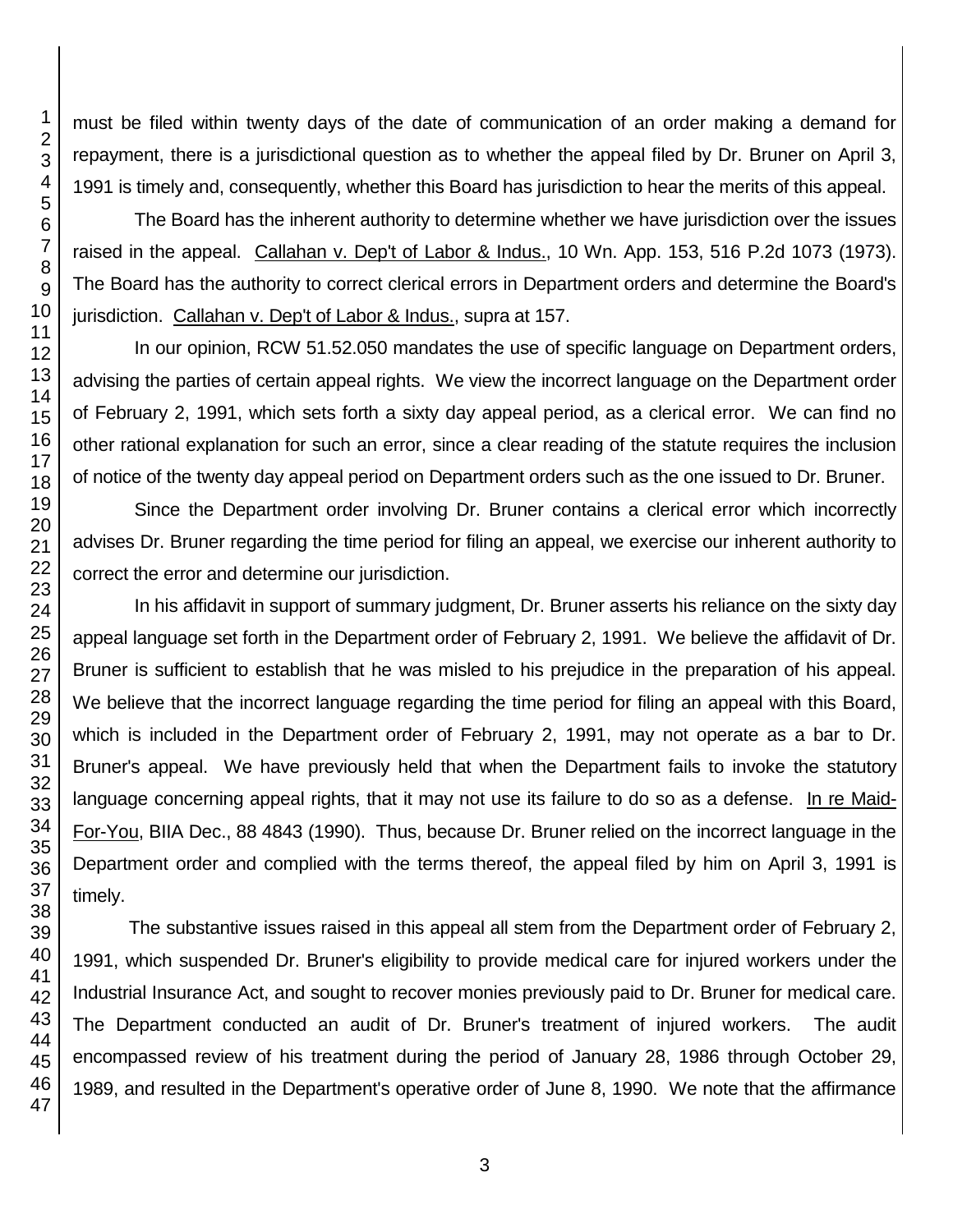must be filed within twenty days of the date of communication of an order making a demand for repayment, there is a jurisdictional question as to whether the appeal filed by Dr. Bruner on April 3, 1991 is timely and, consequently, whether this Board has jurisdiction to hear the merits of this appeal.

The Board has the inherent authority to determine whether we have jurisdiction over the issues raised in the appeal. Callahan v. Dep't of Labor & Indus., 10 Wn. App. 153, 516 P.2d 1073 (1973). The Board has the authority to correct clerical errors in Department orders and determine the Board's jurisdiction. Callahan v. Dep't of Labor & Indus., supra at 157.

In our opinion, RCW 51.52.050 mandates the use of specific language on Department orders, advising the parties of certain appeal rights. We view the incorrect language on the Department order of February 2, 1991, which sets forth a sixty day appeal period, as a clerical error. We can find no other rational explanation for such an error, since a clear reading of the statute requires the inclusion of notice of the twenty day appeal period on Department orders such as the one issued to Dr. Bruner.

Since the Department order involving Dr. Bruner contains a clerical error which incorrectly advises Dr. Bruner regarding the time period for filing an appeal, we exercise our inherent authority to correct the error and determine our jurisdiction.

In his affidavit in support of summary judgment, Dr. Bruner asserts his reliance on the sixty day appeal language set forth in the Department order of February 2, 1991. We believe the affidavit of Dr. Bruner is sufficient to establish that he was misled to his prejudice in the preparation of his appeal. We believe that the incorrect language regarding the time period for filing an appeal with this Board, which is included in the Department order of February 2, 1991, may not operate as a bar to Dr. Bruner's appeal. We have previously held that when the Department fails to invoke the statutory language concerning appeal rights, that it may not use its failure to do so as a defense. In re Maid-For-You, BIIA Dec., 88 4843 (1990). Thus, because Dr. Bruner relied on the incorrect language in the Department order and complied with the terms thereof, the appeal filed by him on April 3, 1991 is timely.

The substantive issues raised in this appeal all stem from the Department order of February 2, 1991, which suspended Dr. Bruner's eligibility to provide medical care for injured workers under the Industrial Insurance Act, and sought to recover monies previously paid to Dr. Bruner for medical care. The Department conducted an audit of Dr. Bruner's treatment of injured workers. The audit encompassed review of his treatment during the period of January 28, 1986 through October 29, 1989, and resulted in the Department's operative order of June 8, 1990. We note that the affirmance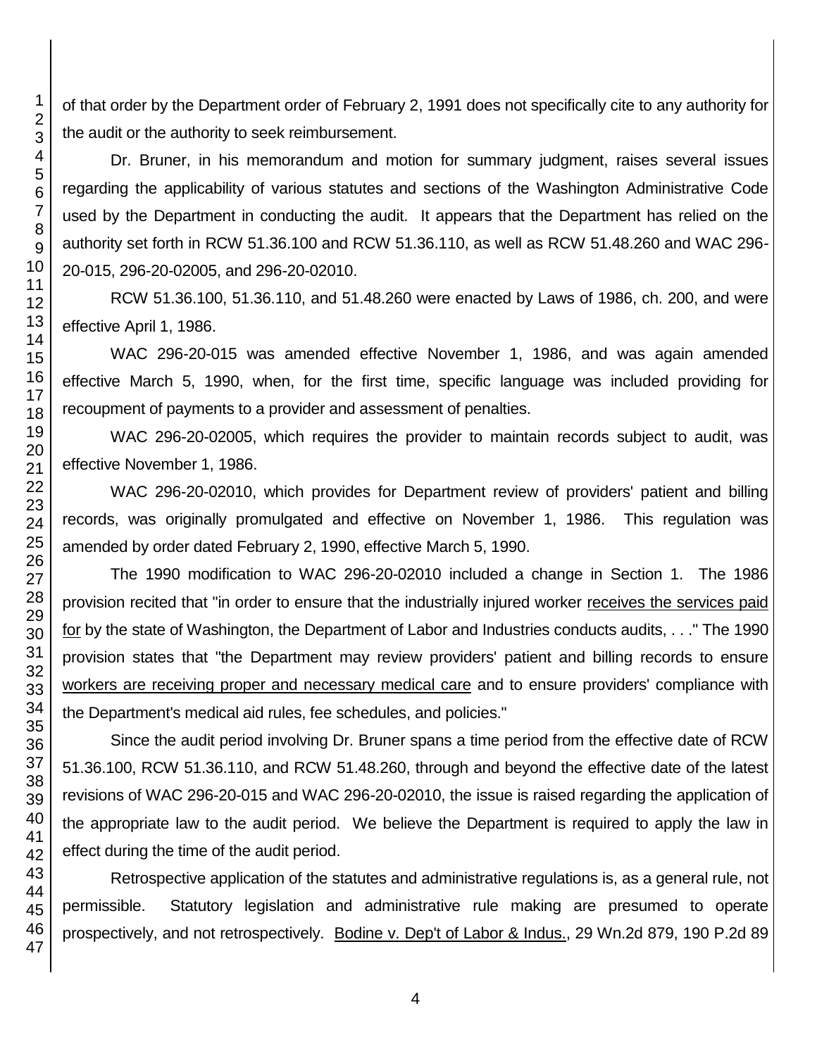of that order by the Department order of February 2, 1991 does not specifically cite to any authority for the audit or the authority to seek reimbursement.

Dr. Bruner, in his memorandum and motion for summary judgment, raises several issues regarding the applicability of various statutes and sections of the Washington Administrative Code used by the Department in conducting the audit. It appears that the Department has relied on the authority set forth in RCW 51.36.100 and RCW 51.36.110, as well as RCW 51.48.260 and WAC 296-20-015, 296-20-02005, and 296-20-02010.

RCW 51.36.100, 51.36.110, and 51.48.260 were enacted by Laws of 1986, ch. 200, and were effective April 1, 1986.

WAC 296-20-015 was amended effective November 1, 1986, and was again amended effective March 5, 1990, when, for the first time, specific language was included providing for recoupment of payments to a provider and assessment of penalties.

WAC 296-20-02005, which requires the provider to maintain records subject to audit, was effective November 1, 1986.

WAC 296-20-02010, which provides for Department review of providers' patient and billing records, was originally promulgated and effective on November 1, 1986. This regulation was amended by order dated February 2, 1990, effective March 5, 1990.

The 1990 modification to WAC 296-20-02010 included a change in Section 1. The 1986 provision recited that "in order to ensure that the industrially injured worker <u>receives the services paid for</u> by the state of Washington, the Department of Labor and Industries conducts audits, . . ." The 1990 provision states that "the Department may review providers' patient and billing records to ensure <u>workers are receiving proper and necessary medical care</u> and to ensure providers' compliance with the Department's medical aid rules, fee schedules, and policies."

Since the audit period involving Dr. Bruner spans a time period from the effective date of RCW 51.36.100, RCW 51.36.110, and RCW 51.48.260, through and beyond the effective date of the latest revisions of WAC 296-20-015 and WAC 296-20-02010, the issue is raised regarding the application of the appropriate law to the audit period. We believe the Department is required to apply the law in effect during the time of the audit period.

Retrospective application of the statutes and administrative regulations is, as a general rule, not permissible. Statutory legislation and administrative rule making are presumed to operate prospectively, and not retrospectively. <u>Bodine v. Dep't of Labor & Indus.</u>, 29 Wn.2d 879, 190 P.2d 89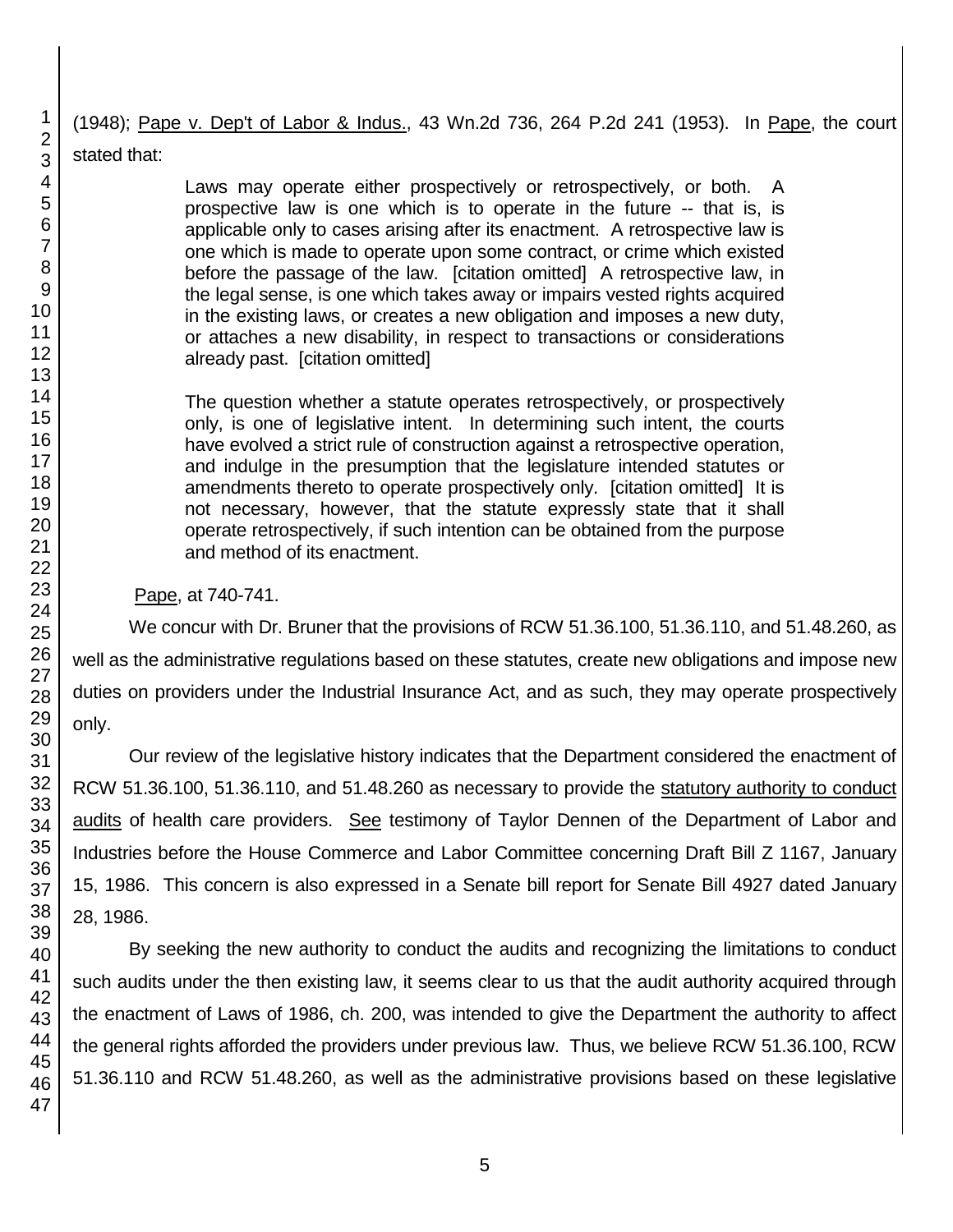(1948); Pape v. Dep't of Labor & Indus., 43 Wn.2d 736, 264 P.2d 241 (1953). In Pape, the court stated that:

> Laws may operate either prospectively or retrospectively, or both. A prospective law is one which is to operate in the future -- that is, is applicable only to cases arising after its enactment. A retrospective law is one which is made to operate upon some contract, or crime which existed before the passage of the law. [citation omitted] A retrospective law, in the legal sense, is one which takes away or impairs vested rights acquired in the existing laws, or creates a new obligation and imposes a new duty, or attaches a new disability, in respect to transactions or considerations already past. [citation omitted]
>
> The question whether a statute operates retrospectively, or prospectively only, is one of legislative intent. In determining such intent, the courts have evolved a strict rule of construction against a retrospective operation, and indulge in the presumption that the legislature intended statutes or amendments thereto to operate prospectively only. [citation omitted] It is not necessary, however, that the statute expressly state that it shall operate retrospectively, if such intention can be obtained from the purpose and method of its enactment.

Pape, at 740-741.

We concur with Dr. Bruner that the provisions of RCW 51.36.100, 51.36.110, and 51.48.260, as well as the administrative regulations based on these statutes, create new obligations and impose new duties on providers under the Industrial Insurance Act, and as such, they may operate prospectively only.

Our review of the legislative history indicates that the Department considered the enactment of RCW 51.36.100, 51.36.110, and 51.48.260 as necessary to provide the statutory authority to conduct audits of health care providers. See testimony of Taylor Dennen of the Department of Labor and Industries before the House Commerce and Labor Committee concerning Draft Bill Z 1167, January 15, 1986. This concern is also expressed in a Senate bill report for Senate Bill 4927 dated January 28, 1986.

By seeking the new authority to conduct the audits and recognizing the limitations to conduct such audits under the then existing law, it seems clear to us that the audit authority acquired through the enactment of Laws of 1986, ch. 200, was intended to give the Department the authority to affect the general rights afforded the providers under previous law. Thus, we believe RCW 51.36.100, RCW 51.36.110 and RCW 51.48.260, as well as the administrative provisions based on these legislative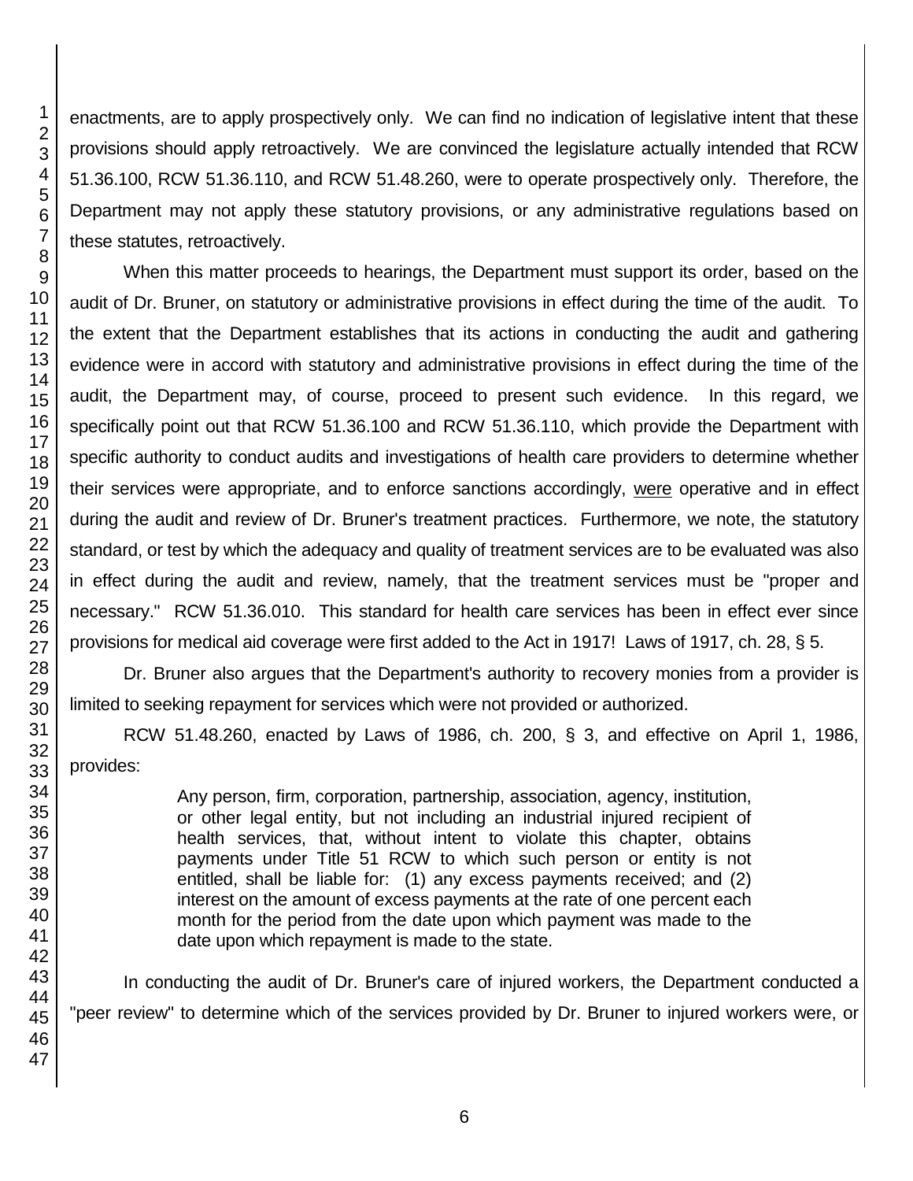enactments, are to apply prospectively only. We can find no indication of legislative intent that these provisions should apply retroactively. We are convinced the legislature actually intended that RCW 51.36.100, RCW 51.36.110, and RCW 51.48.260, were to operate prospectively only. Therefore, the Department may not apply these statutory provisions, or any administrative regulations based on these statutes, retroactively.

When this matter proceeds to hearings, the Department must support its order, based on the audit of Dr. Bruner, on statutory or administrative provisions in effect during the time of the audit. To the extent that the Department establishes that its actions in conducting the audit and gathering evidence were in accord with statutory and administrative provisions in effect during the time of the audit, the Department may, of course, proceed to present such evidence. In this regard, we specifically point out that RCW 51.36.100 and RCW 51.36.110, which provide the Department with specific authority to conduct audits and investigations of health care providers to determine whether their services were appropriate, and to enforce sanctions accordingly, were operative and in effect during the audit and review of Dr. Bruner's treatment practices. Furthermore, we note, the statutory standard, or test by which the adequacy and quality of treatment services are to be evaluated was also in effect during the audit and review, namely, that the treatment services must be "proper and necessary." RCW 51.36.010. This standard for health care services has been in effect ever since provisions for medical aid coverage were first added to the Act in 1917! Laws of 1917, ch. 28, § 5.

Dr. Bruner also argues that the Department's authority to recovery monies from a provider is limited to seeking repayment for services which were not provided or authorized.

RCW 51.48.260, enacted by Laws of 1986, ch. 200, § 3, and effective on April 1, 1986, provides:

> Any person, firm, corporation, partnership, association, agency, institution, or other legal entity, but not including an industrial injured recipient of health services, that, without intent to violate this chapter, obtains payments under Title 51 RCW to which such person or entity is not entitled, shall be liable for: (1) any excess payments received; and (2) interest on the amount of excess payments at the rate of one percent each month for the period from the date upon which payment was made to the date upon which repayment is made to the state.

In conducting the audit of Dr. Bruner's care of injured workers, the Department conducted a "peer review" to determine which of the services provided by Dr. Bruner to injured workers were, or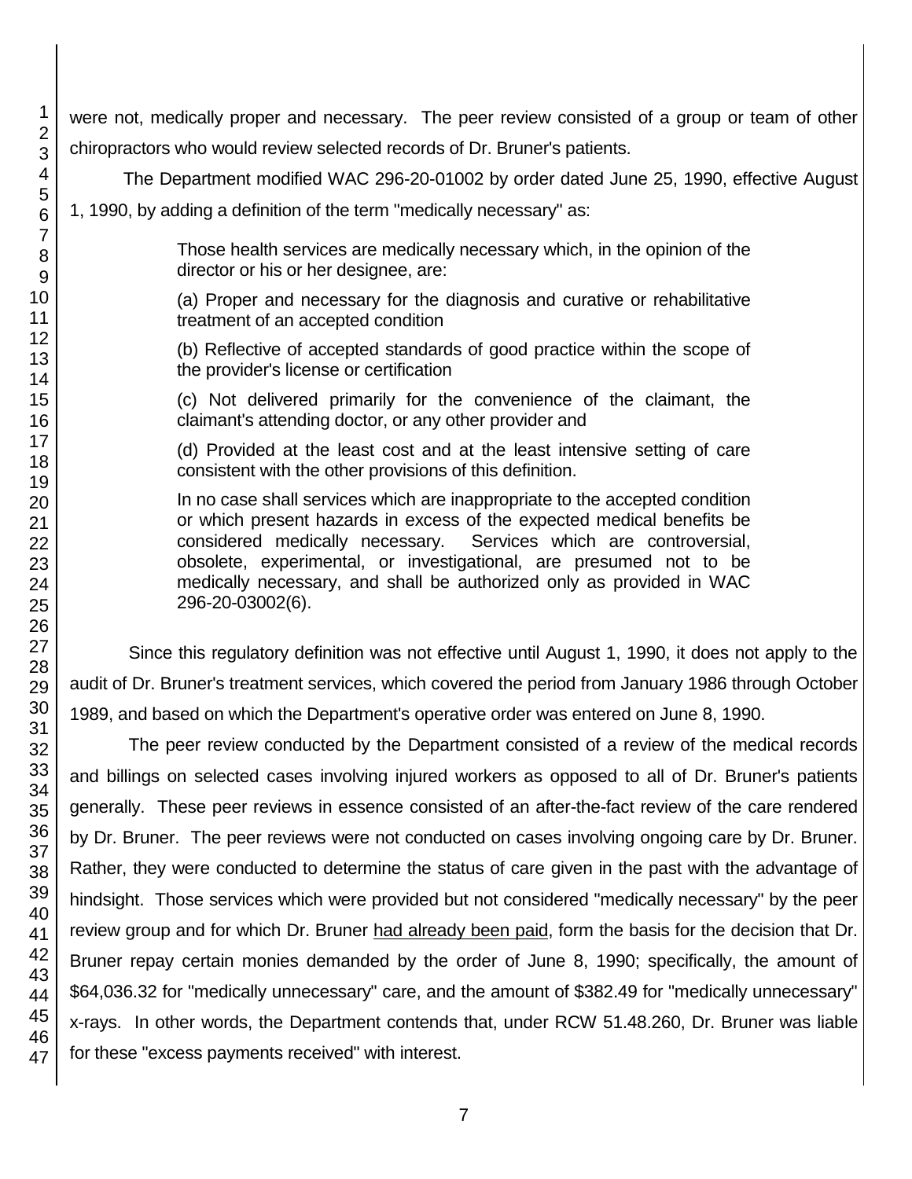were not, medically proper and necessary. The peer review consisted of a group or team of other chiropractors who would review selected records of Dr. Bruner's patients.

The Department modified WAC 296-20-01002 by order dated June 25, 1990, effective August 1, 1990, by adding a definition of the term "medically necessary" as:

> Those health services are medically necessary which, in the opinion of the director or his or her designee, are:
>
> (a) Proper and necessary for the diagnosis and curative or rehabilitative treatment of an accepted condition
>
> (b) Reflective of accepted standards of good practice within the scope of the provider's license or certification
>
> (c) Not delivered primarily for the convenience of the claimant, the claimant's attending doctor, or any other provider and
>
> (d) Provided at the least cost and at the least intensive setting of care consistent with the other provisions of this definition.
>
> In no case shall services which are inappropriate to the accepted condition or which present hazards in excess of the expected medical benefits be considered medically necessary. Services which are controversial, obsolete, experimental, or investigational, are presumed not to be medically necessary, and shall be authorized only as provided in WAC 296-20-03002(6).

Since this regulatory definition was not effective until August 1, 1990, it does not apply to the audit of Dr. Bruner's treatment services, which covered the period from January 1986 through October 1989, and based on which the Department's operative order was entered on June 8, 1990.

The peer review conducted by the Department consisted of a review of the medical records and billings on selected cases involving injured workers as opposed to all of Dr. Bruner's patients generally. These peer reviews in essence consisted of an after-the-fact review of the care rendered by Dr. Bruner. The peer reviews were not conducted on cases involving ongoing care by Dr. Bruner. Rather, they were conducted to determine the status of care given in the past with the advantage of hindsight. Those services which were provided but not considered "medically necessary" by the peer review group and for which Dr. Bruner <u>had already been paid</u>, form the basis for the decision that Dr. Bruner repay certain monies demanded by the order of June 8, 1990; specifically, the amount of $64,036.32 for "medically unnecessary" care, and the amount of $382.49 for "medically unnecessary" x-rays. In other words, the Department contends that, under RCW 51.48.260, Dr. Bruner was liable for these "excess payments received" with interest.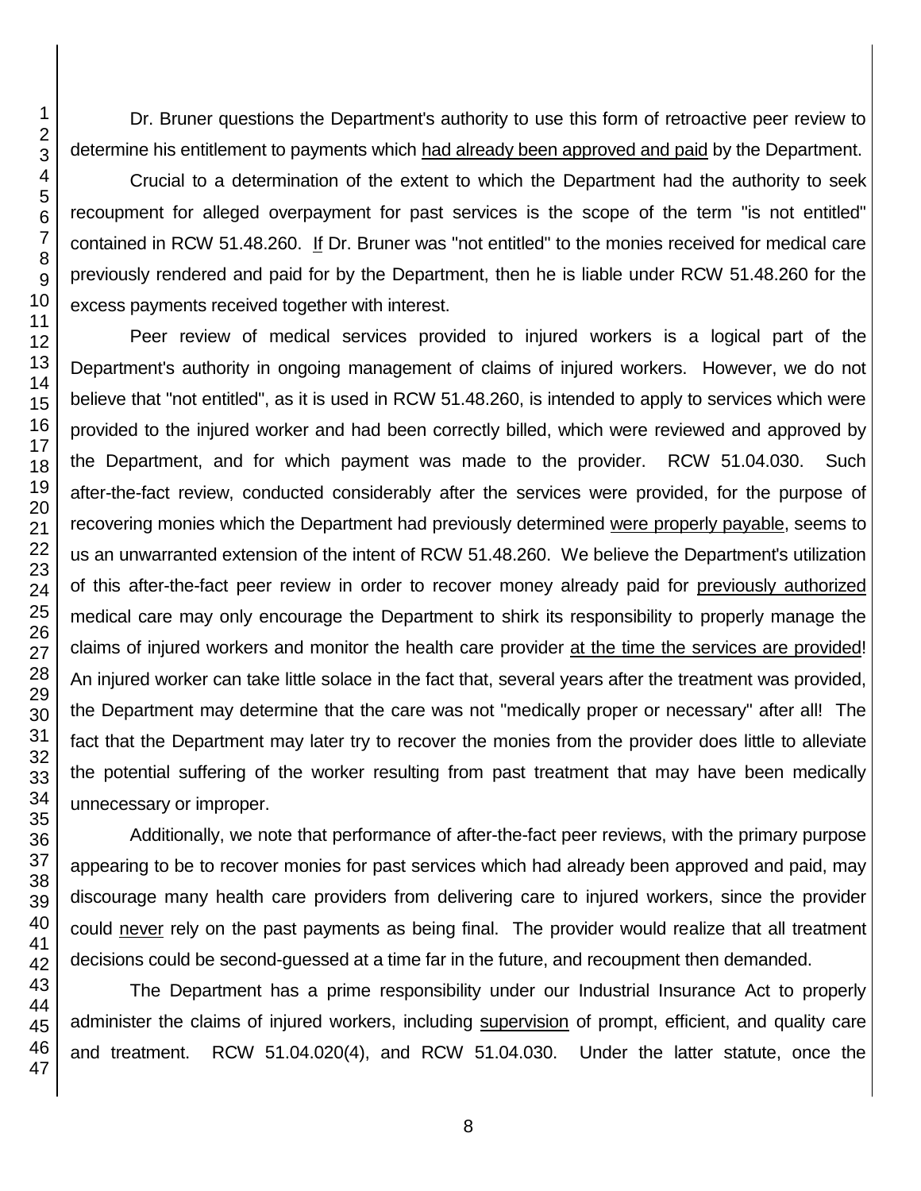Dr. Bruner questions the Department's authority to use this form of retroactive peer review to determine his entitlement to payments which <u>had already been approved and paid</u> by the Department.

Crucial to a determination of the extent to which the Department had the authority to seek recoupment for alleged overpayment for past services is the scope of the term "is not entitled" contained in RCW 51.48.260. <u>If</u> Dr. Bruner was "not entitled" to the monies received for medical care previously rendered and paid for by the Department, then he is liable under RCW 51.48.260 for the excess payments received together with interest.

Peer review of medical services provided to injured workers is a logical part of the Department's authority in ongoing management of claims of injured workers. However, we do not believe that "not entitled", as it is used in RCW 51.48.260, is intended to apply to services which were provided to the injured worker and had been correctly billed, which were reviewed and approved by the Department, and for which payment was made to the provider. RCW 51.04.030. Such after-the-fact review, conducted considerably after the services were provided, for the purpose of recovering monies which the Department had previously determined <u>were properly payable</u>, seems to us an unwarranted extension of the intent of RCW 51.48.260. We believe the Department's utilization of this after-the-fact peer review in order to recover money already paid for <u>previously authorized</u> medical care may only encourage the Department to shirk its responsibility to properly manage the claims of injured workers and monitor the health care provider <u>at the time the services are provided</u>! An injured worker can take little solace in the fact that, several years after the treatment was provided, the Department may determine that the care was not "medically proper or necessary" after all! The fact that the Department may later try to recover the monies from the provider does little to alleviate the potential suffering of the worker resulting from past treatment that may have been medically unnecessary or improper.

Additionally, we note that performance of after-the-fact peer reviews, with the primary purpose appearing to be to recover monies for past services which had already been approved and paid, may discourage many health care providers from delivering care to injured workers, since the provider could <u>never</u> rely on the past payments as being final. The provider would realize that all treatment decisions could be second-guessed at a time far in the future, and recoupment then demanded.

The Department has a prime responsibility under our Industrial Insurance Act to properly administer the claims of injured workers, including <u>supervision</u> of prompt, efficient, and quality care and treatment. RCW 51.04.020(4), and RCW 51.04.030. Under the latter statute, once the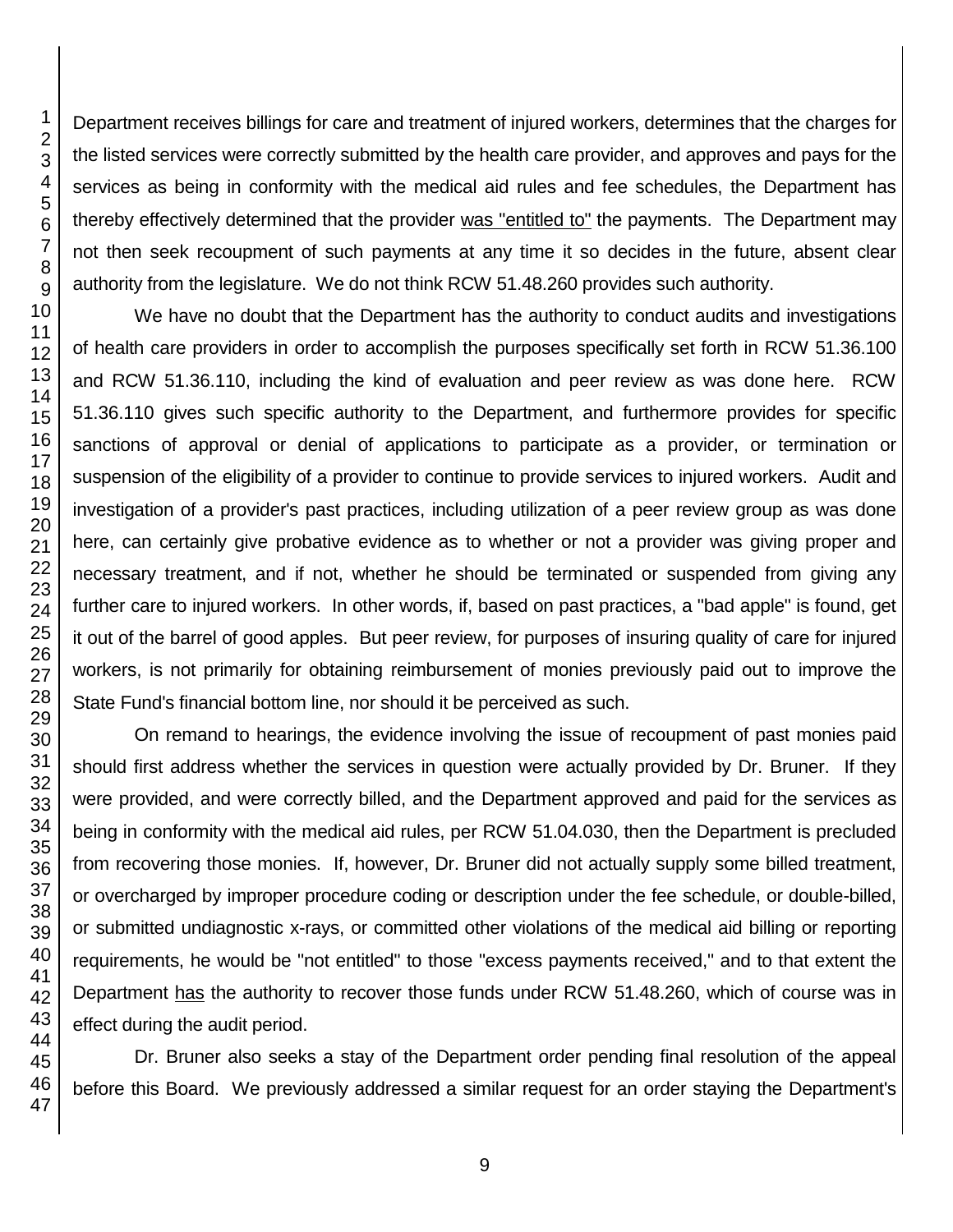Department receives billings for care and treatment of injured workers, determines that the charges for the listed services were correctly submitted by the health care provider, and approves and pays for the services as being in conformity with the medical aid rules and fee schedules, the Department has thereby effectively determined that the provider <u>was "entitled to"</u> the payments. The Department may not then seek recoupment of such payments at any time it so decides in the future, absent clear authority from the legislature. We do not think RCW 51.48.260 provides such authority.

We have no doubt that the Department has the authority to conduct audits and investigations of health care providers in order to accomplish the purposes specifically set forth in RCW 51.36.100 and RCW 51.36.110, including the kind of evaluation and peer review as was done here. RCW 51.36.110 gives such specific authority to the Department, and furthermore provides for specific sanctions of approval or denial of applications to participate as a provider, or termination or suspension of the eligibility of a provider to continue to provide services to injured workers. Audit and investigation of a provider's past practices, including utilization of a peer review group as was done here, can certainly give probative evidence as to whether or not a provider was giving proper and necessary treatment, and if not, whether he should be terminated or suspended from giving any further care to injured workers. In other words, if, based on past practices, a "bad apple" is found, get it out of the barrel of good apples. But peer review, for purposes of insuring quality of care for injured workers, is not primarily for obtaining reimbursement of monies previously paid out to improve the State Fund's financial bottom line, nor should it be perceived as such.

On remand to hearings, the evidence involving the issue of recoupment of past monies paid should first address whether the services in question were actually provided by Dr. Bruner. If they were provided, and were correctly billed, and the Department approved and paid for the services as being in conformity with the medical aid rules, per RCW 51.04.030, then the Department is precluded from recovering those monies. If, however, Dr. Bruner did not actually supply some billed treatment, or overcharged by improper procedure coding or description under the fee schedule, or double-billed, or submitted undiagnostic x-rays, or committed other violations of the medical aid billing or reporting requirements, he would be "not entitled" to those "excess payments received," and to that extent the Department <u>has</u> the authority to recover those funds under RCW 51.48.260, which of course was in effect during the audit period.

Dr. Bruner also seeks a stay of the Department order pending final resolution of the appeal before this Board. We previously addressed a similar request for an order staying the Department's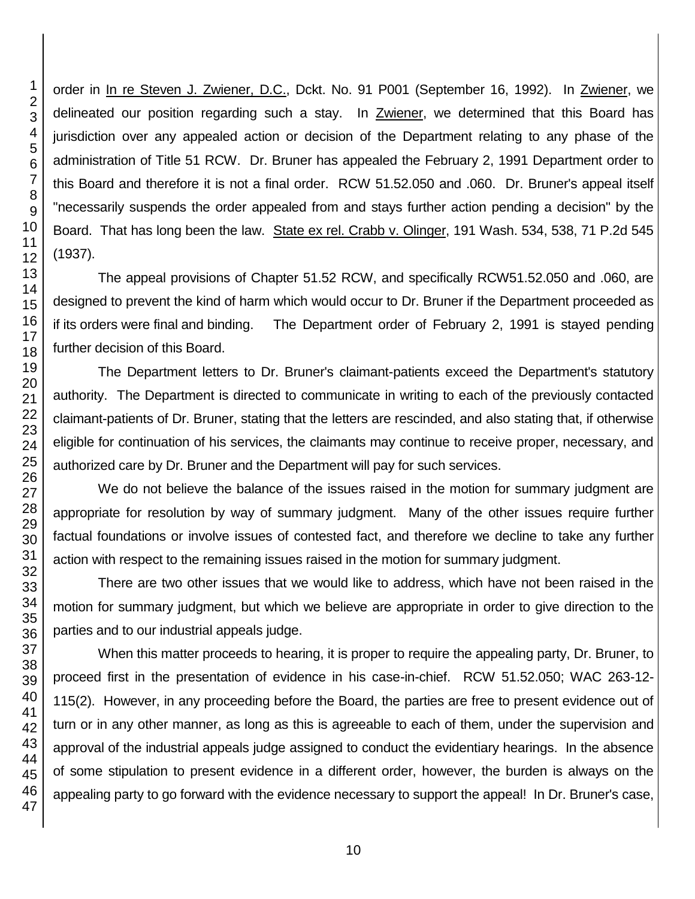order in In re Steven J. Zwiener, D.C., Dckt. No. 91 P001 (September 16, 1992). In Zwiener, we delineated our position regarding such a stay. In Zwiener, we determined that this Board has jurisdiction over any appealed action or decision of the Department relating to any phase of the administration of Title 51 RCW. Dr. Bruner has appealed the February 2, 1991 Department order to this Board and therefore it is not a final order. RCW 51.52.050 and .060. Dr. Bruner's appeal itself "necessarily suspends the order appealed from and stays further action pending a decision" by the Board. That has long been the law. State ex rel. Crabb v. Olinger, 191 Wash. 534, 538, 71 P.2d 545 (1937).

The appeal provisions of Chapter 51.52 RCW, and specifically RCW51.52.050 and .060, are designed to prevent the kind of harm which would occur to Dr. Bruner if the Department proceeded as if its orders were final and binding. The Department order of February 2, 1991 is stayed pending further decision of this Board.

The Department letters to Dr. Bruner's claimant-patients exceed the Department's statutory authority. The Department is directed to communicate in writing to each of the previously contacted claimant-patients of Dr. Bruner, stating that the letters are rescinded, and also stating that, if otherwise eligible for continuation of his services, the claimants may continue to receive proper, necessary, and authorized care by Dr. Bruner and the Department will pay for such services.

We do not believe the balance of the issues raised in the motion for summary judgment are appropriate for resolution by way of summary judgment. Many of the other issues require further factual foundations or involve issues of contested fact, and therefore we decline to take any further action with respect to the remaining issues raised in the motion for summary judgment.

There are two other issues that we would like to address, which have not been raised in the motion for summary judgment, but which we believe are appropriate in order to give direction to the parties and to our industrial appeals judge.

When this matter proceeds to hearing, it is proper to require the appealing party, Dr. Bruner, to proceed first in the presentation of evidence in his case-in-chief. RCW 51.52.050; WAC 263-12-115(2). However, in any proceeding before the Board, the parties are free to present evidence out of turn or in any other manner, as long as this is agreeable to each of them, under the supervision and approval of the industrial appeals judge assigned to conduct the evidentiary hearings. In the absence of some stipulation to present evidence in a different order, however, the burden is always on the appealing party to go forward with the evidence necessary to support the appeal! In Dr. Bruner's case,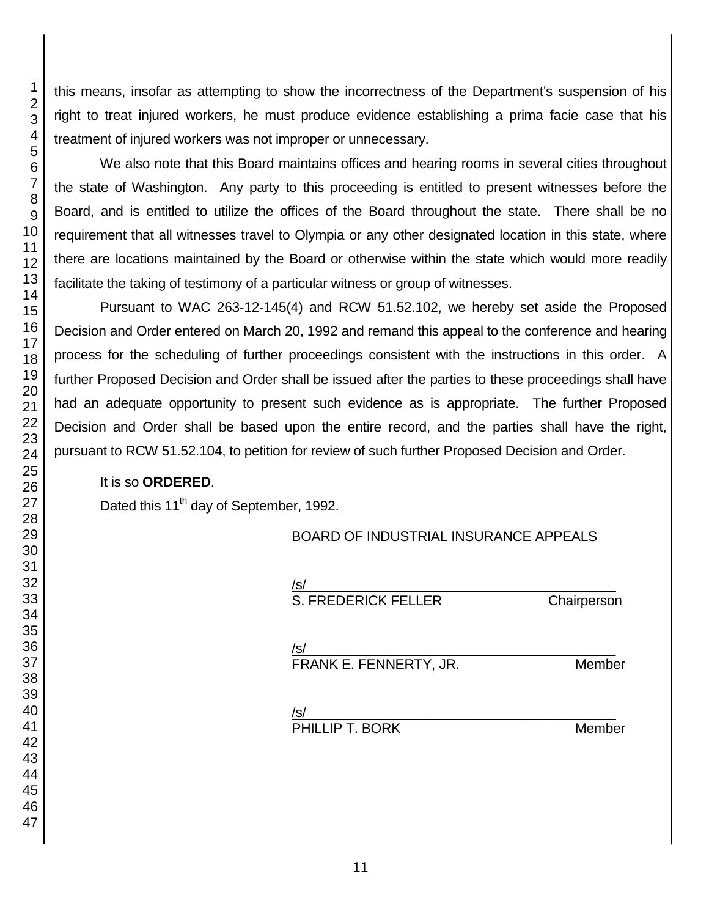this means, insofar as attempting to show the incorrectness of the Department's suspension of his right to treat injured workers, he must produce evidence establishing a prima facie case that his treatment of injured workers was not improper or unnecessary.

We also note that this Board maintains offices and hearing rooms in several cities throughout the state of Washington. Any party to this proceeding is entitled to present witnesses before the Board, and is entitled to utilize the offices of the Board throughout the state. There shall be no requirement that all witnesses travel to Olympia or any other designated location in this state, where there are locations maintained by the Board or otherwise within the state which would more readily facilitate the taking of testimony of a particular witness or group of witnesses.

Pursuant to WAC 263-12-145(4) and RCW 51.52.102, we hereby set aside the Proposed Decision and Order entered on March 20, 1992 and remand this appeal to the conference and hearing process for the scheduling of further proceedings consistent with the instructions in this order. A further Proposed Decision and Order shall be issued after the parties to these proceedings shall have had an adequate opportunity to present such evidence as is appropriate. The further Proposed Decision and Order shall be based upon the entire record, and the parties shall have the right, pursuant to RCW 51.52.104, to petition for review of such further Proposed Decision and Order.

It is so **ORDERED**.

Dated this 11th day of September, 1992.

BOARD OF INDUSTRIAL INSURANCE APPEALS

/s/
S. FREDERICK FELLER, Chairperson

/s/
FRANK E. FENNERTY, JR., Member

/s/
PHILLIP T. BORK, Member